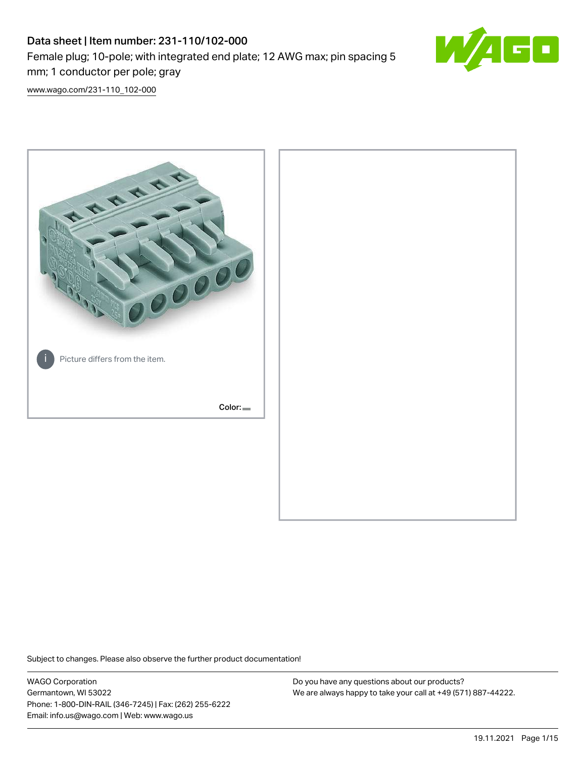# Data sheet | Item number: 231-110/102-000

Female plug; 10-pole; with integrated end plate; 12 AWG max; pin spacing 5 mm; 1 conductor per pole; gray

www.wago.com/231-110_102-000

Picture differs from the item.

Color:

Subject to changes. Please also observe the further product documentation!

WAGO Corporation
Germantown, WI 53022
Phone: 1-800-DIN-RAIL (346-7245) | Fax: (262) 255-6222
Email: info.us@wago.com | Web: www.wago.us

Do you have any questions about our products?
We are always happy to take your call at +49 (571) 887-44222.

19.11.2021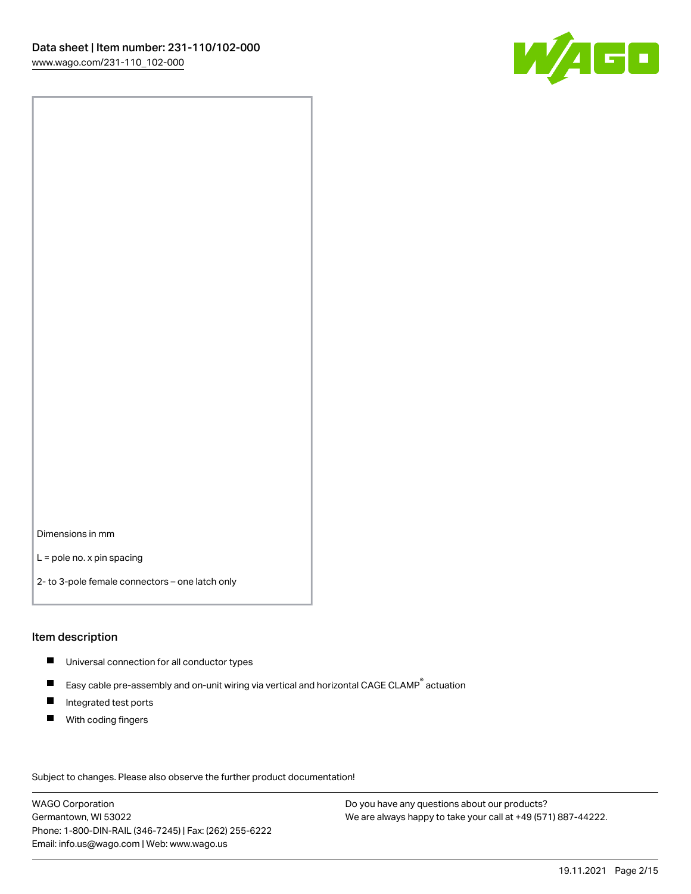Dimensions in mm

L = pole no. x pin spacing

2- to 3-pole female connectors – one latch only

## Item description

- Universal connection for all conductor types
- Easy cable pre-assembly and on-unit wiring via vertical and horizontal CAGE CLAMP® actuation
- Integrated test ports
- With coding fingers

Subject to changes. Please also observe the further product documentation!

WAGO Corporation
Germantown, WI 53022
Phone: 1-800-DIN-RAIL (346-7245) | Fax: (262) 255-6222
Email: info.us@wago.com | Web: www.wago.us

Do you have any questions about our products?
We are always happy to take your call at +49 (571) 887-44222.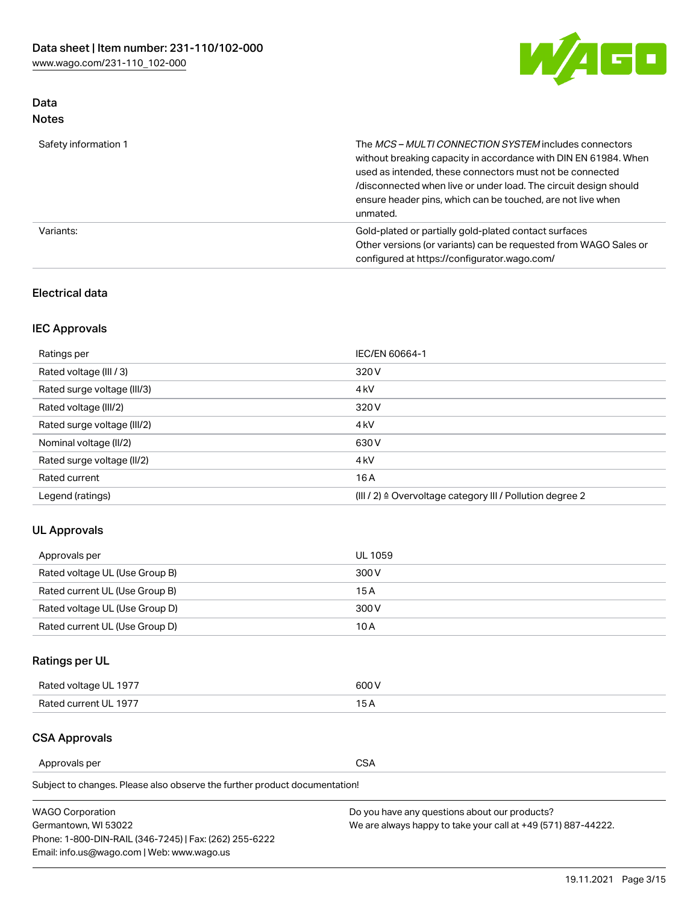## Data
### Notes

| | |
|---|---|
| Safety information 1 | The *MCS – MULTI CONNECTION SYSTEM* includes connectors without breaking capacity in accordance with DIN EN 61984. When used as intended, these connectors must not be connected /disconnected when live or under load. The circuit design should ensure header pins, which can be touched, are not live when unmated. |
| Variants: | Gold-plated or partially gold-plated contact surfaces<br>Other versions (or variants) can be requested from WAGO Sales or configured at https://configurator.wago.com/ |

### Electrical data

### IEC Approvals

| | |
|---|---|
| Ratings per | IEC/EN 60664-1 |
| Rated voltage (III / 3) | 320 V |
| Rated surge voltage (III/3) | 4 kV |
| Rated voltage (III/2) | 320 V |
| Rated surge voltage (III/2) | 4 kV |
| Nominal voltage (II/2) | 630 V |
| Rated surge voltage (II/2) | 4 kV |
| Rated current | 16 A |
| Legend (ratings) | (III / 2) ≙ Overvoltage category III / Pollution degree 2 |

### UL Approvals

| | |
|---|---|
| Approvals per | UL 1059 |
| Rated voltage UL (Use Group B) | 300 V |
| Rated current UL (Use Group B) | 15 A |
| Rated voltage UL (Use Group D) | 300 V |
| Rated current UL (Use Group D) | 10 A |

### Ratings per UL

| | |
|---|---|
| Rated voltage UL 1977 | 600 V |
| Rated current UL 1977 | 15 A |

### CSA Approvals

| | |
|---|---|
| Approvals per | CSA |

Subject to changes. Please also observe the further product documentation!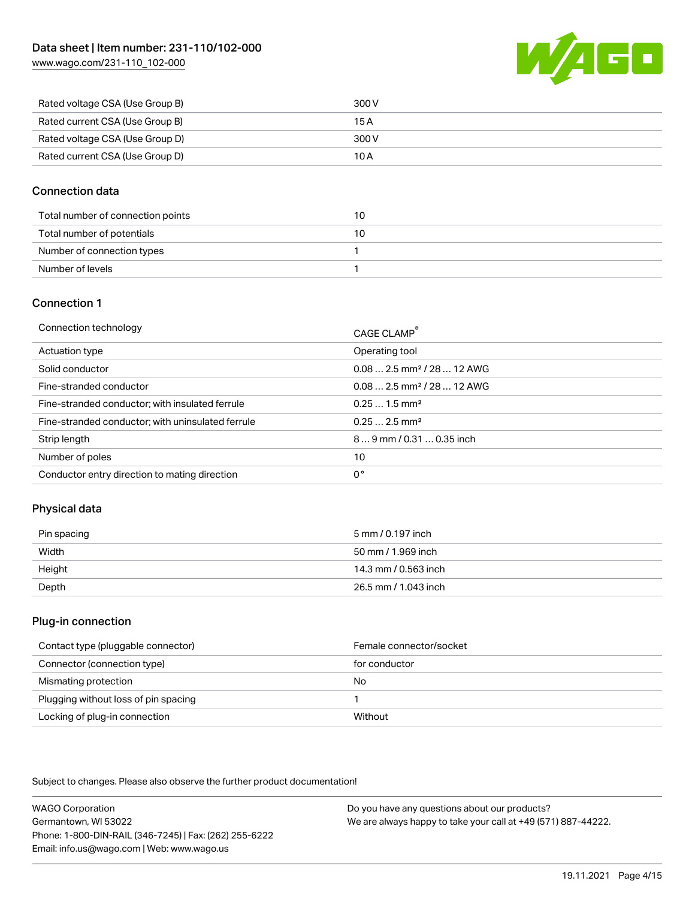| Rated voltage CSA (Use Group B) | 300 V |
| --- | --- |
| Rated current CSA (Use Group B) | 15 A |
| Rated voltage CSA (Use Group D) | 300 V |
| Rated current CSA (Use Group D) | 10 A |

## Connection data

| Total number of connection points | 10 |
| --- | --- |
| Total number of potentials | 10 |
| Number of connection types | 1 |
| Number of levels | 1 |

## Connection 1

| Connection technology | CAGE CLAMP® |
| --- | --- |
| Actuation type | Operating tool |
| Solid conductor | 0.08 … 2.5 mm² / 28 … 12 AWG |
| Fine-stranded conductor | 0.08 … 2.5 mm² / 28 … 12 AWG |
| Fine-stranded conductor; with insulated ferrule | 0.25 … 1.5 mm² |
| Fine-stranded conductor; with uninsulated ferrule | 0.25 … 2.5 mm² |
| Strip length | 8 … 9 mm / 0.31 … 0.35 inch |
| Number of poles | 10 |
| Conductor entry direction to mating direction | 0 ° |

## Physical data

| Pin spacing | 5 mm / 0.197 inch |
| --- | --- |
| Width | 50 mm / 1.969 inch |
| Height | 14.3 mm / 0.563 inch |
| Depth | 26.5 mm / 1.043 inch |

## Plug-in connection

| Contact type (pluggable connector) | Female connector/socket |
| --- | --- |
| Connector (connection type) | for conductor |
| Mismating protection | No |
| Plugging without loss of pin spacing | 1 |
| Locking of plug-in connection | Without |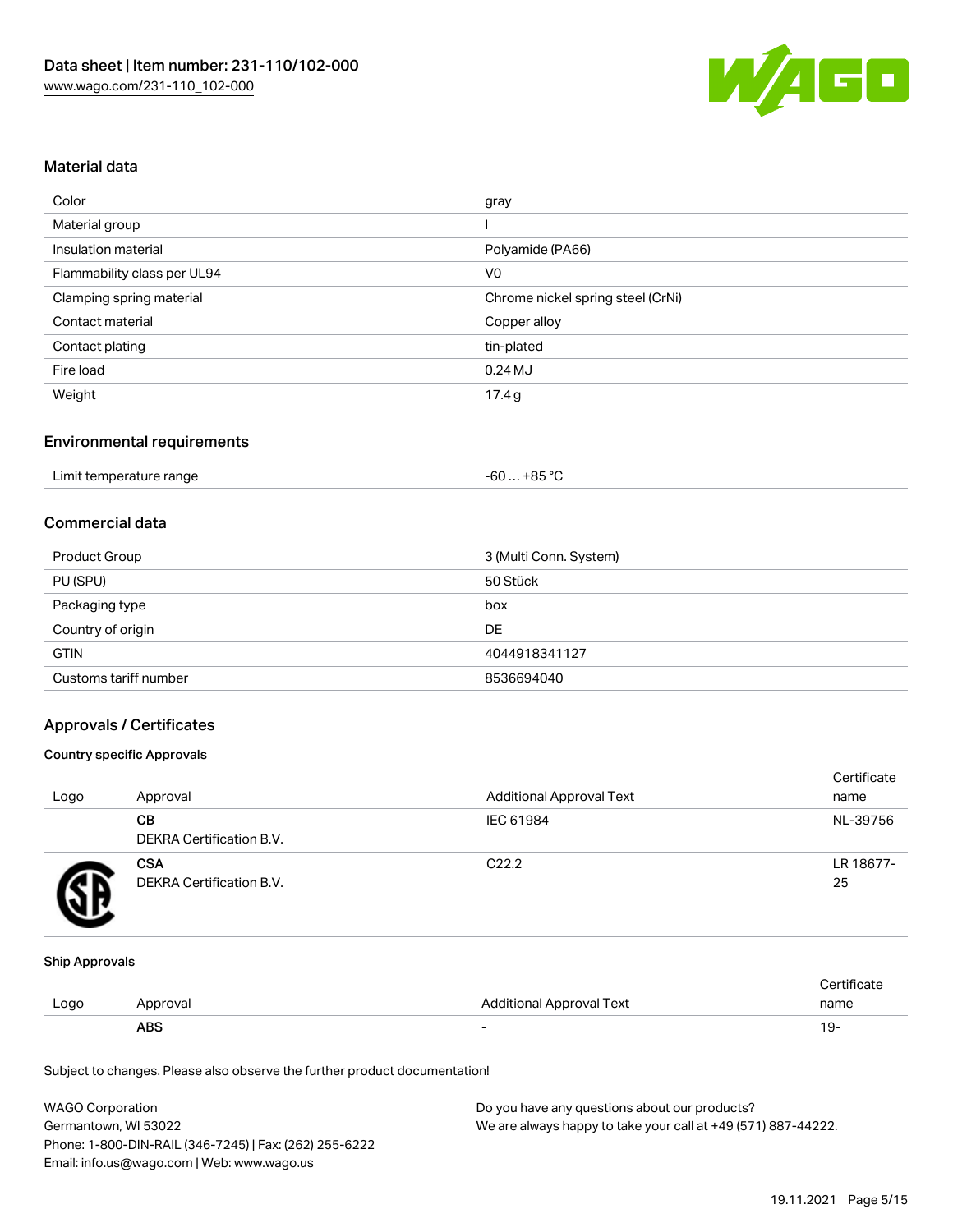### Material data

| Color | gray |
|---|---|
| Material group | I |
| Insulation material | Polyamide (PA66) |
| Flammability class per UL94 | V0 |
| Clamping spring material | Chrome nickel spring steel (CrNi) |
| Contact material | Copper alloy |
| Contact plating | tin-plated |
| Fire load | 0.24 MJ |
| Weight | 17.4 g |

### Environmental requirements

| Limit temperature range | -60 … +85 °C |
|---|---|

### Commercial data

| Product Group | 3 (Multi Conn. System) |
|---|---|
| PU (SPU) | 50 Stück |
| Packaging type | box |
| Country of origin | DE |
| GTIN | 4044918341127 |
| Customs tariff number | 8536694040 |

### Approvals / Certificates

#### Country specific Approvals

| Logo | Approval | Additional Approval Text | Certificate name |
|---|---|---|---|
| | **CB** DEKRA Certification B.V. | IEC 61984 | NL-39756 |
| | **CSA** DEKRA Certification B.V. | C22.2 | LR 18677-25 |

#### Ship Approvals

| Logo | Approval | Additional Approval Text | Certificate name |
|---|---|---|---|
| | **ABS** | - | 19- |

Subject to changes. Please also observe the further product documentation!

WAGO Corporation
Germantown, WI 53022
Phone: 1-800-DIN-RAIL (346-7245) | Fax: (262) 255-6222
Email: info.us@wago.com | Web: www.wago.us

Do you have any questions about our products?
We are always happy to take your call at +49 (571) 887-44222.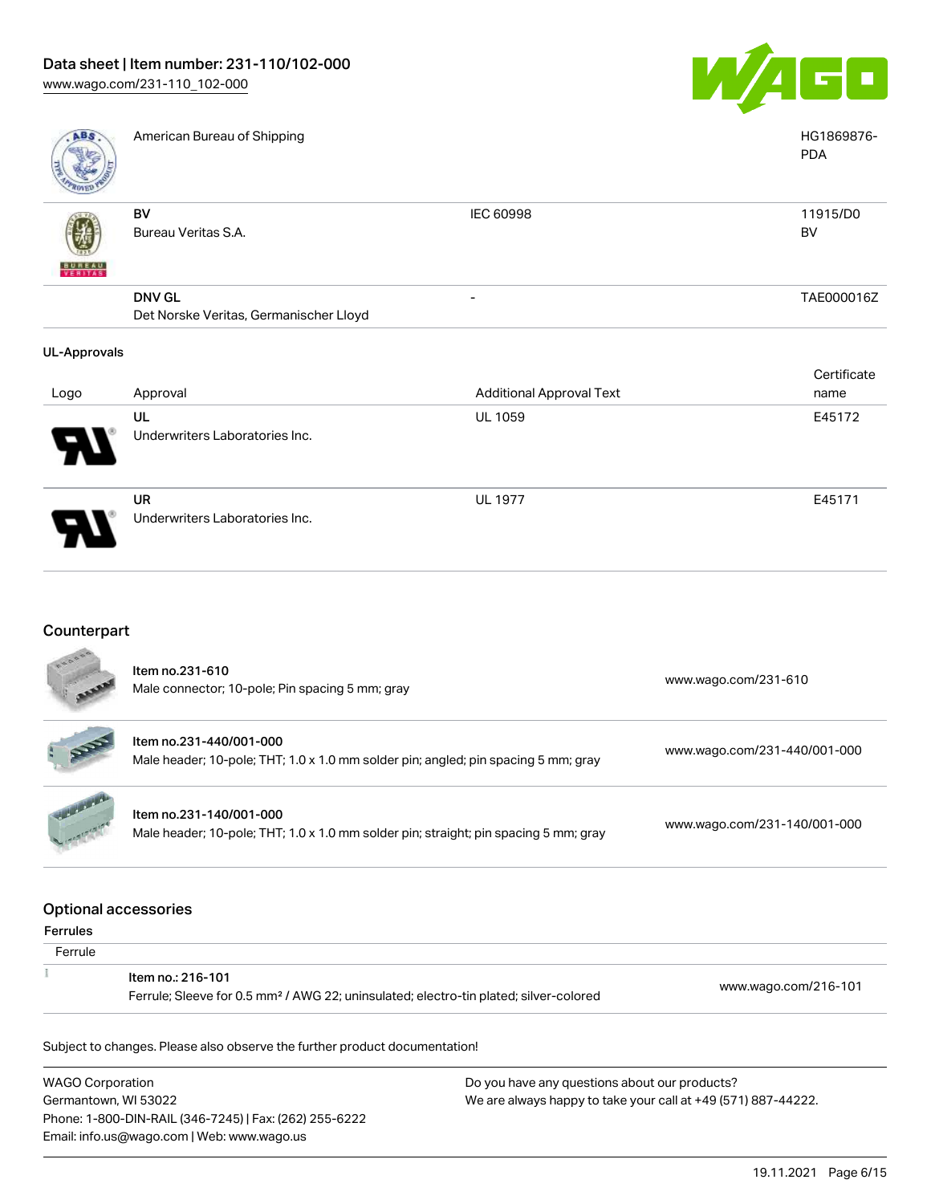| Logo | Approval | Additional Approval Text | Certificate name |
| --- | --- | --- | --- |
| | American Bureau of Shipping | | HG1869876-PDA |
| | **BV** Bureau Veritas S.A. | IEC 60998 | 11915/D0 BV |
| | **DNV GL** Det Norske Veritas, Germanischer Lloyd | - | TAE000016Z |

### UL-Approvals

| Logo | Approval | Additional Approval Text | Certificate name |
| --- | --- | --- | --- |
| | **UL** Underwriters Laboratories Inc. | UL 1059 | E45172 |
| | **UR** Underwriters Laboratories Inc. | UL 1977 | E45171 |

## Counterpart

| | | |
| --- | --- | --- |
| | Item no.231-610<br>Male connector; 10-pole; Pin spacing 5 mm; gray | www.wago.com/231-610 |
| | Item no.231-440/001-000<br>Male header; 10-pole; THT; 1.0 x 1.0 mm solder pin; angled; pin spacing 5 mm; gray | www.wago.com/231-440/001-000 |
| | Item no.231-140/001-000<br>Male header; 10-pole; THT; 1.0 x 1.0 mm solder pin; straight; pin spacing 5 mm; gray | www.wago.com/231-140/001-000 |

## Optional accessories

### Ferrules

Ferrule

| | | |
| --- | --- | --- |
| | Item no.: 216-101<br>Ferrule; Sleeve for 0.5 mm² / AWG 22; uninsulated; electro-tin plated; silver-colored | www.wago.com/216-101 |

Subject to changes. Please also observe the further product documentation!

WAGO Corporation
Germantown, WI 53022
Phone: 1-800-DIN-RAIL (346-7245) | Fax: (262) 255-6222
Email: info.us@wago.com | Web: www.wago.us

Do you have any questions about our products?
We are always happy to take your call at +49 (571) 887-44222.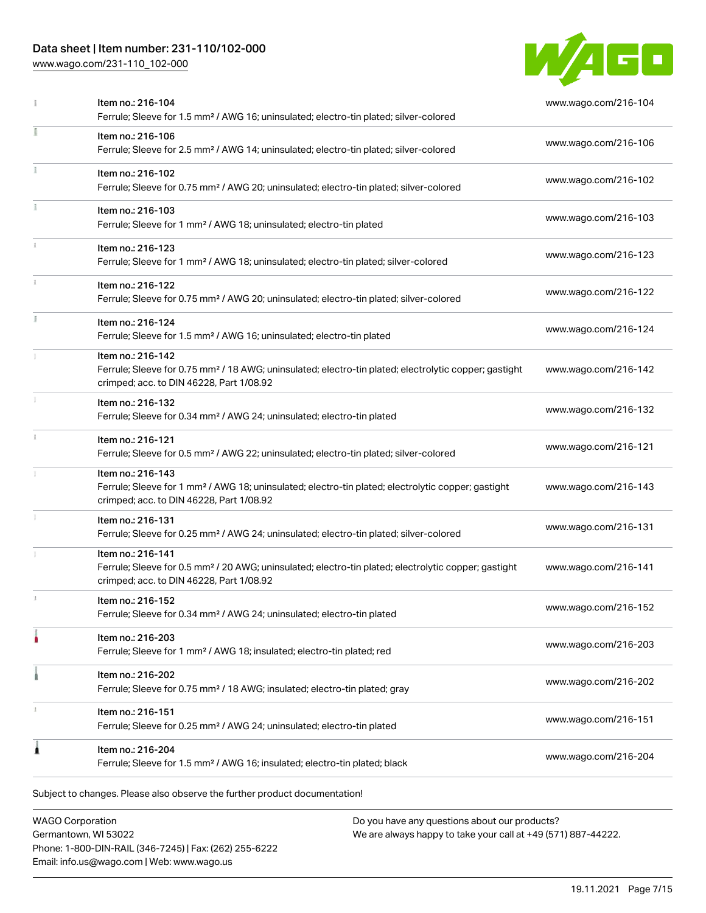| Item | Description | Link |
| --- | --- | --- |
| Item no.: 216-104 | Ferrule; Sleeve for 1.5 mm² / AWG 16; uninsulated; electro-tin plated; silver-colored | www.wago.com/216-104 |
| Item no.: 216-106 | Ferrule; Sleeve for 2.5 mm² / AWG 14; uninsulated; electro-tin plated; silver-colored | www.wago.com/216-106 |
| Item no.: 216-102 | Ferrule; Sleeve for 0.75 mm² / AWG 20; uninsulated; electro-tin plated; silver-colored | www.wago.com/216-102 |
| Item no.: 216-103 | Ferrule; Sleeve for 1 mm² / AWG 18; uninsulated; electro-tin plated | www.wago.com/216-103 |
| Item no.: 216-123 | Ferrule; Sleeve for 1 mm² / AWG 18; uninsulated; electro-tin plated; silver-colored | www.wago.com/216-123 |
| Item no.: 216-122 | Ferrule; Sleeve for 0.75 mm² / AWG 20; uninsulated; electro-tin plated; silver-colored | www.wago.com/216-122 |
| Item no.: 216-124 | Ferrule; Sleeve for 1.5 mm² / AWG 16; uninsulated; electro-tin plated | www.wago.com/216-124 |
| Item no.: 216-142 | Ferrule; Sleeve for 0.75 mm² / 18 AWG; uninsulated; electro-tin plated; electrolytic copper; gastight crimped; acc. to DIN 46228, Part 1/08.92 | www.wago.com/216-142 |
| Item no.: 216-132 | Ferrule; Sleeve for 0.34 mm² / AWG 24; uninsulated; electro-tin plated | www.wago.com/216-132 |
| Item no.: 216-121 | Ferrule; Sleeve for 0.5 mm² / AWG 22; uninsulated; electro-tin plated; silver-colored | www.wago.com/216-121 |
| Item no.: 216-143 | Ferrule; Sleeve for 1 mm² / AWG 18; uninsulated; electro-tin plated; electrolytic copper; gastight crimped; acc. to DIN 46228, Part 1/08.92 | www.wago.com/216-143 |
| Item no.: 216-131 | Ferrule; Sleeve for 0.25 mm² / AWG 24; uninsulated; electro-tin plated; silver-colored | www.wago.com/216-131 |
| Item no.: 216-141 | Ferrule; Sleeve for 0.5 mm² / 20 AWG; uninsulated; electro-tin plated; electrolytic copper; gastight crimped; acc. to DIN 46228, Part 1/08.92 | www.wago.com/216-141 |
| Item no.: 216-152 | Ferrule; Sleeve for 0.34 mm² / AWG 24; uninsulated; electro-tin plated | www.wago.com/216-152 |
| Item no.: 216-203 | Ferrule; Sleeve for 1 mm² / AWG 18; insulated; electro-tin plated; red | www.wago.com/216-203 |
| Item no.: 216-202 | Ferrule; Sleeve for 0.75 mm² / 18 AWG; insulated; electro-tin plated; gray | www.wago.com/216-202 |
| Item no.: 216-151 | Ferrule; Sleeve for 0.25 mm² / AWG 24; uninsulated; electro-tin plated | www.wago.com/216-151 |
| Item no.: 216-204 | Ferrule; Sleeve for 1.5 mm² / AWG 16; insulated; electro-tin plated; black | www.wago.com/216-204 |

Subject to changes. Please also observe the further product documentation!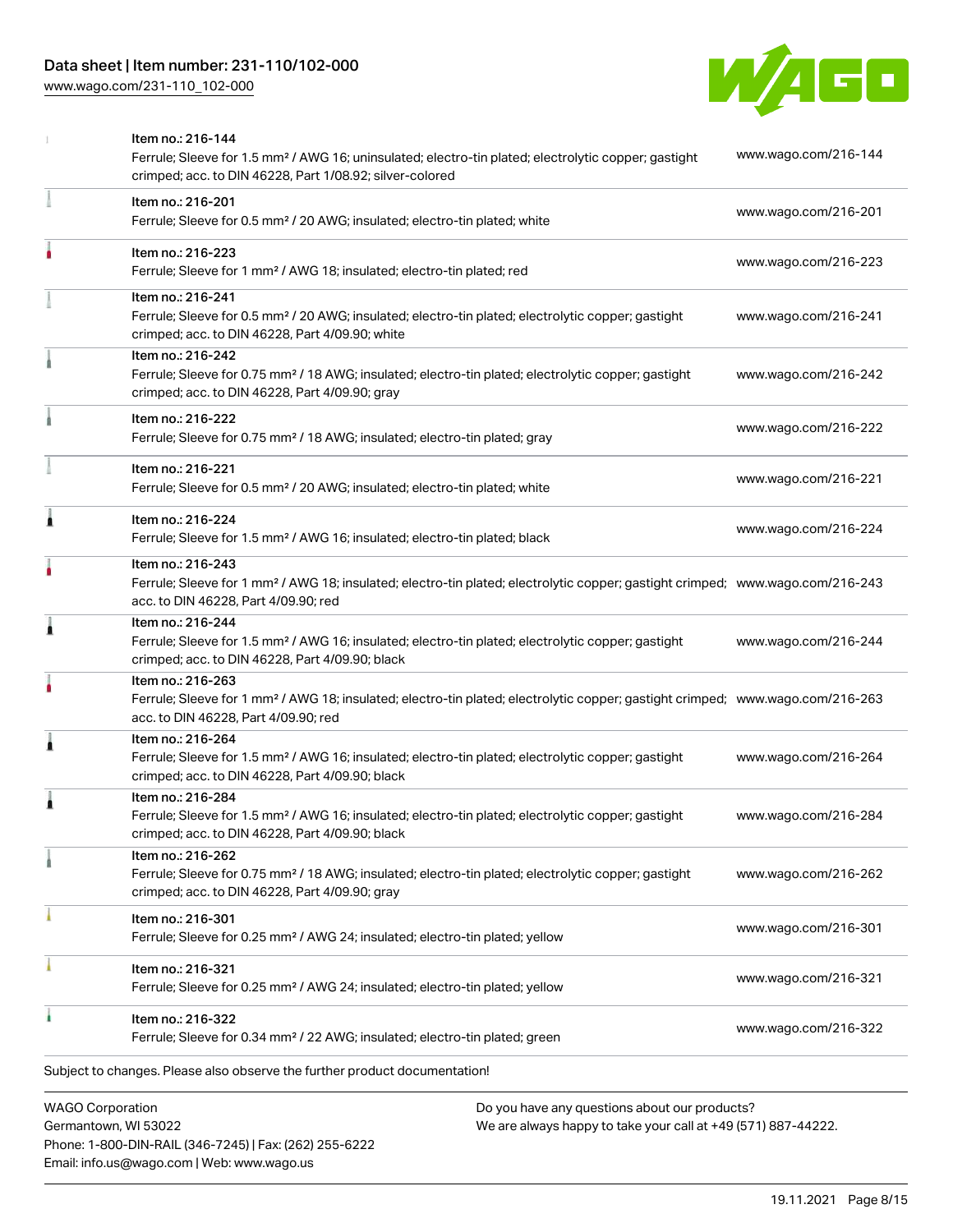| Item | Link |
|---|---|
| Item no.: 216-144<br>Ferrule; Sleeve for 1.5 mm² / AWG 16; uninsulated; electro-tin plated; electrolytic copper; gastight crimped; acc. to DIN 46228, Part 1/08.92; silver-colored | www.wago.com/216-144 |
| Item no.: 216-201<br>Ferrule; Sleeve for 0.5 mm² / 20 AWG; insulated; electro-tin plated; white | www.wago.com/216-201 |
| Item no.: 216-223<br>Ferrule; Sleeve for 1 mm² / AWG 18; insulated; electro-tin plated; red | www.wago.com/216-223 |
| Item no.: 216-241<br>Ferrule; Sleeve for 0.5 mm² / 20 AWG; insulated; electro-tin plated; electrolytic copper; gastight crimped; acc. to DIN 46228, Part 4/09.90; white | www.wago.com/216-241 |
| Item no.: 216-242<br>Ferrule; Sleeve for 0.75 mm² / 18 AWG; insulated; electro-tin plated; electrolytic copper; gastight crimped; acc. to DIN 46228, Part 4/09.90; gray | www.wago.com/216-242 |
| Item no.: 216-222<br>Ferrule; Sleeve for 0.75 mm² / 18 AWG; insulated; electro-tin plated; gray | www.wago.com/216-222 |
| Item no.: 216-221<br>Ferrule; Sleeve for 0.5 mm² / 20 AWG; insulated; electro-tin plated; white | www.wago.com/216-221 |
| Item no.: 216-224<br>Ferrule; Sleeve for 1.5 mm² / AWG 16; insulated; electro-tin plated; black | www.wago.com/216-224 |
| Item no.: 216-243<br>Ferrule; Sleeve for 1 mm² / AWG 18; insulated; electro-tin plated; electrolytic copper; gastight crimped; acc. to DIN 46228, Part 4/09.90; red | www.wago.com/216-243 |
| Item no.: 216-244<br>Ferrule; Sleeve for 1.5 mm² / AWG 16; insulated; electro-tin plated; electrolytic copper; gastight crimped; acc. to DIN 46228, Part 4/09.90; black | www.wago.com/216-244 |
| Item no.: 216-263<br>Ferrule; Sleeve for 1 mm² / AWG 18; insulated; electro-tin plated; electrolytic copper; gastight crimped; acc. to DIN 46228, Part 4/09.90; red | www.wago.com/216-263 |
| Item no.: 216-264<br>Ferrule; Sleeve for 1.5 mm² / AWG 16; insulated; electro-tin plated; electrolytic copper; gastight crimped; acc. to DIN 46228, Part 4/09.90; black | www.wago.com/216-264 |
| Item no.: 216-284<br>Ferrule; Sleeve for 1.5 mm² / AWG 16; insulated; electro-tin plated; electrolytic copper; gastight crimped; acc. to DIN 46228, Part 4/09.90; black | www.wago.com/216-284 |
| Item no.: 216-262<br>Ferrule; Sleeve for 0.75 mm² / 18 AWG; insulated; electro-tin plated; electrolytic copper; gastight crimped; acc. to DIN 46228, Part 4/09.90; gray | www.wago.com/216-262 |
| Item no.: 216-301<br>Ferrule; Sleeve for 0.25 mm² / AWG 24; insulated; electro-tin plated; yellow | www.wago.com/216-301 |
| Item no.: 216-321<br>Ferrule; Sleeve for 0.25 mm² / AWG 24; insulated; electro-tin plated; yellow | www.wago.com/216-321 |
| Item no.: 216-322<br>Ferrule; Sleeve for 0.34 mm² / 22 AWG; insulated; electro-tin plated; green | www.wago.com/216-322 |

Subject to changes. Please also observe the further product documentation!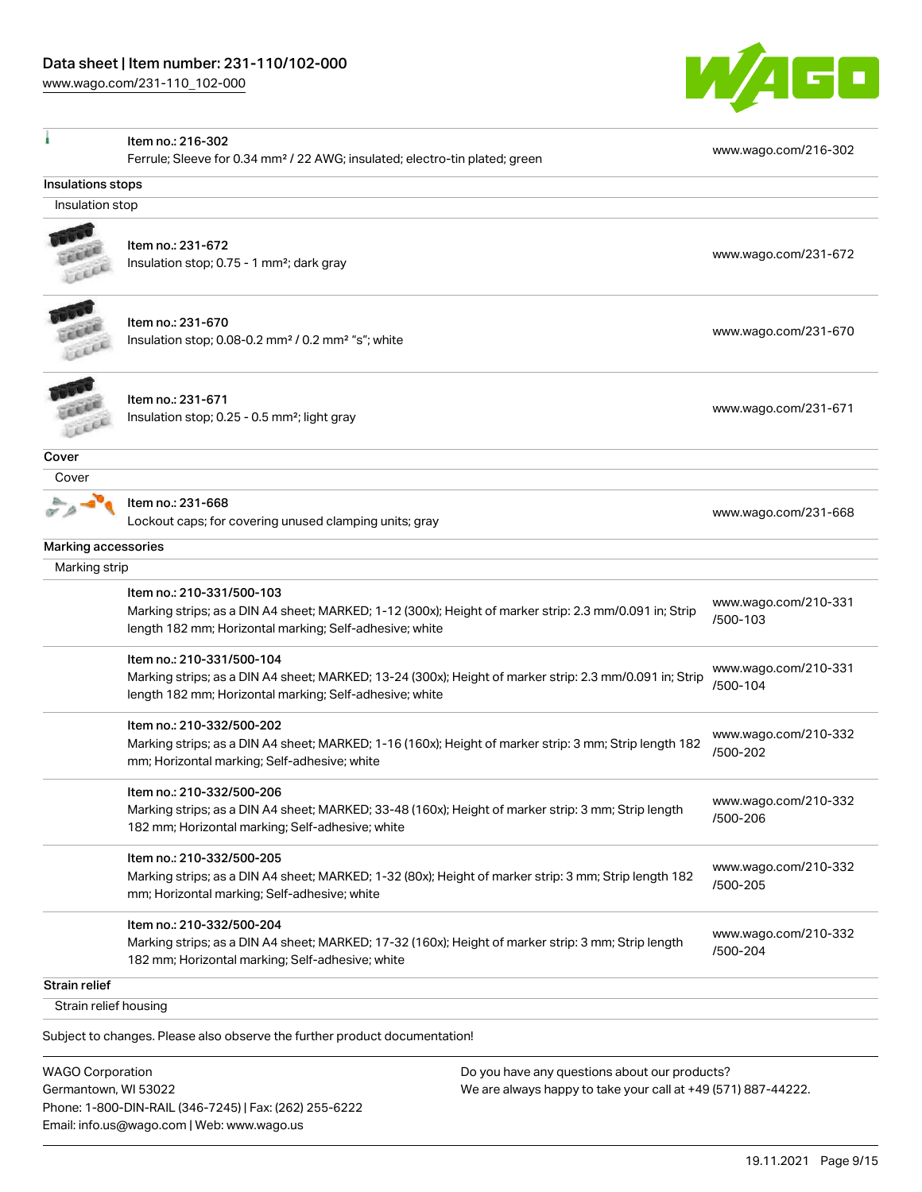| | | |
|---|---|---|
| | **Item no.: 216-302**<br>Ferrule; Sleeve for 0.34 mm² / 22 AWG; insulated; electro-tin plated; green | www.wago.com/216-302 |

## Insulations stops

### Insulation stop

| | | |
|---|---|---|
| | **Item no.: 231-672**<br>Insulation stop; 0.75 - 1 mm²; dark gray | www.wago.com/231-672 |
| | **Item no.: 231-670**<br>Insulation stop; 0.08-0.2 mm² / 0.2 mm² "s"; white | www.wago.com/231-670 |
| | **Item no.: 231-671**<br>Insulation stop; 0.25 - 0.5 mm²; light gray | www.wago.com/231-671 |

## Cover

### Cover

| | | |
|---|---|---|
| | **Item no.: 231-668**<br>Lockout caps; for covering unused clamping units; gray | www.wago.com/231-668 |

## Marking accessories

### Marking strip

| | | |
|---|---|---|
| | **Item no.: 210-331/500-103**<br>Marking strips; as a DIN A4 sheet; MARKED; 1-12 (300x); Height of marker strip: 2.3 mm/0.091 in; Strip length 182 mm; Horizontal marking; Self-adhesive; white | www.wago.com/210-331/500-103 |
| | **Item no.: 210-331/500-104**<br>Marking strips; as a DIN A4 sheet; MARKED; 13-24 (300x); Height of marker strip: 2.3 mm/0.091 in; Strip length 182 mm; Horizontal marking; Self-adhesive; white | www.wago.com/210-331/500-104 |
| | **Item no.: 210-332/500-202**<br>Marking strips; as a DIN A4 sheet; MARKED; 1-16 (160x); Height of marker strip: 3 mm; Strip length 182 mm; Horizontal marking; Self-adhesive; white | www.wago.com/210-332/500-202 |
| | **Item no.: 210-332/500-206**<br>Marking strips; as a DIN A4 sheet; MARKED; 33-48 (160x); Height of marker strip: 3 mm; Strip length 182 mm; Horizontal marking; Self-adhesive; white | www.wago.com/210-332/500-206 |
| | **Item no.: 210-332/500-205**<br>Marking strips; as a DIN A4 sheet; MARKED; 1-32 (80x); Height of marker strip: 3 mm; Strip length 182 mm; Horizontal marking; Self-adhesive; white | www.wago.com/210-332/500-205 |
| | **Item no.: 210-332/500-204**<br>Marking strips; as a DIN A4 sheet; MARKED; 17-32 (160x); Height of marker strip: 3 mm; Strip length 182 mm; Horizontal marking; Self-adhesive; white | www.wago.com/210-332/500-204 |

## Strain relief

### Strain relief housing

Subject to changes. Please also observe the further product documentation!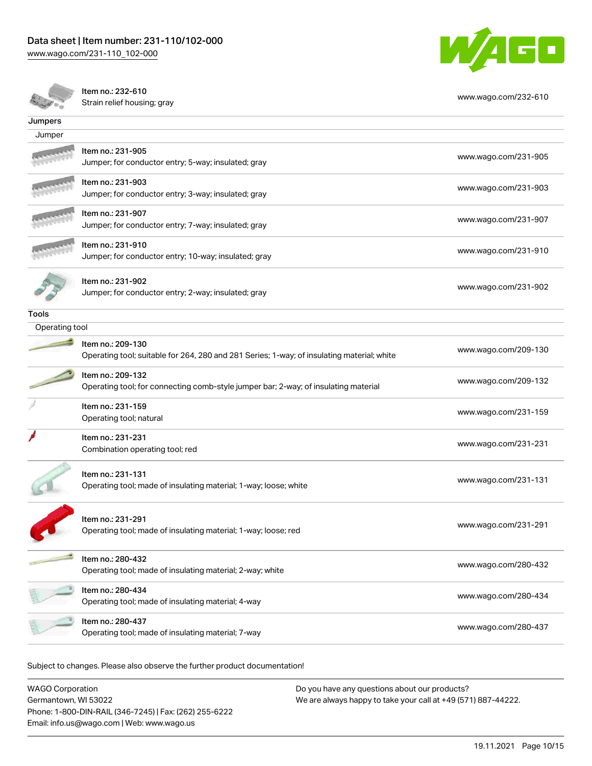| | | |
|---|---|---|
| | Item no.: 232-610<br>Strain relief housing; gray | www.wago.com/232-610 |

## Jumpers

### Jumper

| | | |
|---|---|---|
| | Item no.: 231-905<br>Jumper; for conductor entry; 5-way; insulated; gray | www.wago.com/231-905 |
| | Item no.: 231-903<br>Jumper; for conductor entry; 3-way; insulated; gray | www.wago.com/231-903 |
| | Item no.: 231-907<br>Jumper; for conductor entry; 7-way; insulated; gray | www.wago.com/231-907 |
| | Item no.: 231-910<br>Jumper; for conductor entry; 10-way; insulated; gray | www.wago.com/231-910 |
| | Item no.: 231-902<br>Jumper; for conductor entry; 2-way; insulated; gray | www.wago.com/231-902 |

## Tools

### Operating tool

| | | |
|---|---|---|
| | Item no.: 209-130<br>Operating tool; suitable for 264, 280 and 281 Series; 1-way; of insulating material; white | www.wago.com/209-130 |
| | Item no.: 209-132<br>Operating tool; for connecting comb-style jumper bar; 2-way; of insulating material | www.wago.com/209-132 |
| | Item no.: 231-159<br>Operating tool; natural | www.wago.com/231-159 |
| | Item no.: 231-231<br>Combination operating tool; red | www.wago.com/231-231 |
| | Item no.: 231-131<br>Operating tool; made of insulating material; 1-way; loose; white | www.wago.com/231-131 |
| | Item no.: 231-291<br>Operating tool; made of insulating material; 1-way; loose; red | www.wago.com/231-291 |
| | Item no.: 280-432<br>Operating tool; made of insulating material; 2-way; white | www.wago.com/280-432 |
| | Item no.: 280-434<br>Operating tool; made of insulating material; 4-way | www.wago.com/280-434 |
| | Item no.: 280-437<br>Operating tool; made of insulating material; 7-way | www.wago.com/280-437 |

Subject to changes. Please also observe the further product documentation!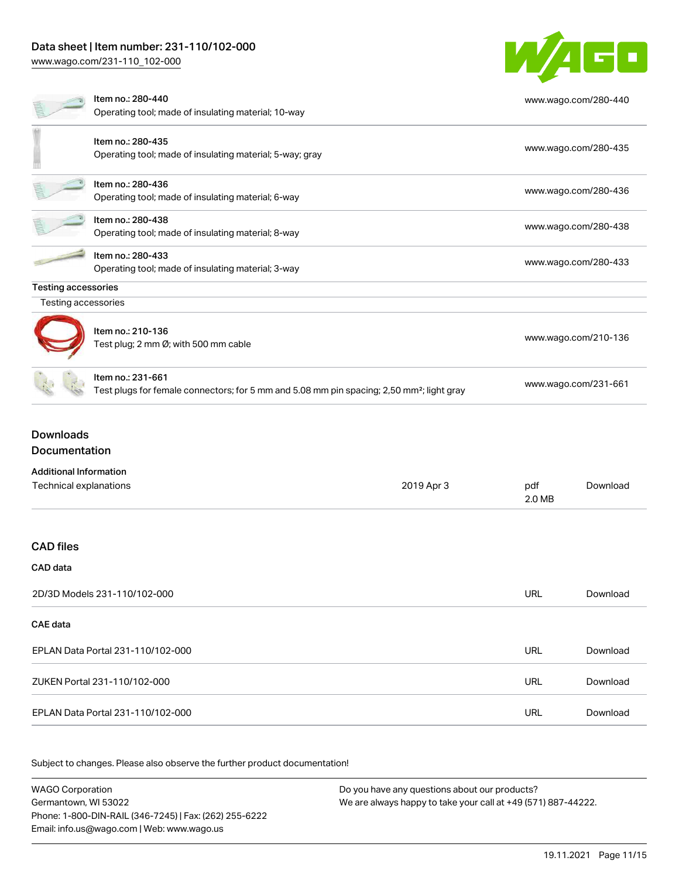| | | |
|---|---|---|
| | Item no.: 280-440<br>Operating tool; made of insulating material; 10-way | www.wago.com/280-440 |
| | Item no.: 280-435<br>Operating tool; made of insulating material; 5-way; gray | www.wago.com/280-435 |
| | Item no.: 280-436<br>Operating tool; made of insulating material; 6-way | www.wago.com/280-436 |
| | Item no.: 280-438<br>Operating tool; made of insulating material; 8-way | www.wago.com/280-438 |
| | Item no.: 280-433<br>Operating tool; made of insulating material; 3-way | www.wago.com/280-433 |

**Testing accessories**

Testing accessories

| | | |
|---|---|---|
| | Item no.: 210-136<br>Test plug; 2 mm Ø; with 500 mm cable | www.wago.com/210-136 |
| | Item no.: 231-661<br>Test plugs for female connectors; for 5 mm and 5.08 mm pin spacing; 2,50 mm²; light gray | www.wago.com/231-661 |

## Downloads

## Documentation

**Additional Information**

| | | | |
|---|---|---|---|
| Technical explanations | 2019 Apr 3 | pdf<br>2.0 MB | Download |

## CAD files

**CAD data**

| | | |
|---|---|---|
| 2D/3D Models 231-110/102-000 | URL | Download |

**CAE data**

| | | |
|---|---|---|
| EPLAN Data Portal 231-110/102-000 | URL | Download |
| ZUKEN Portal 231-110/102-000 | URL | Download |
| EPLAN Data Portal 231-110/102-000 | URL | Download |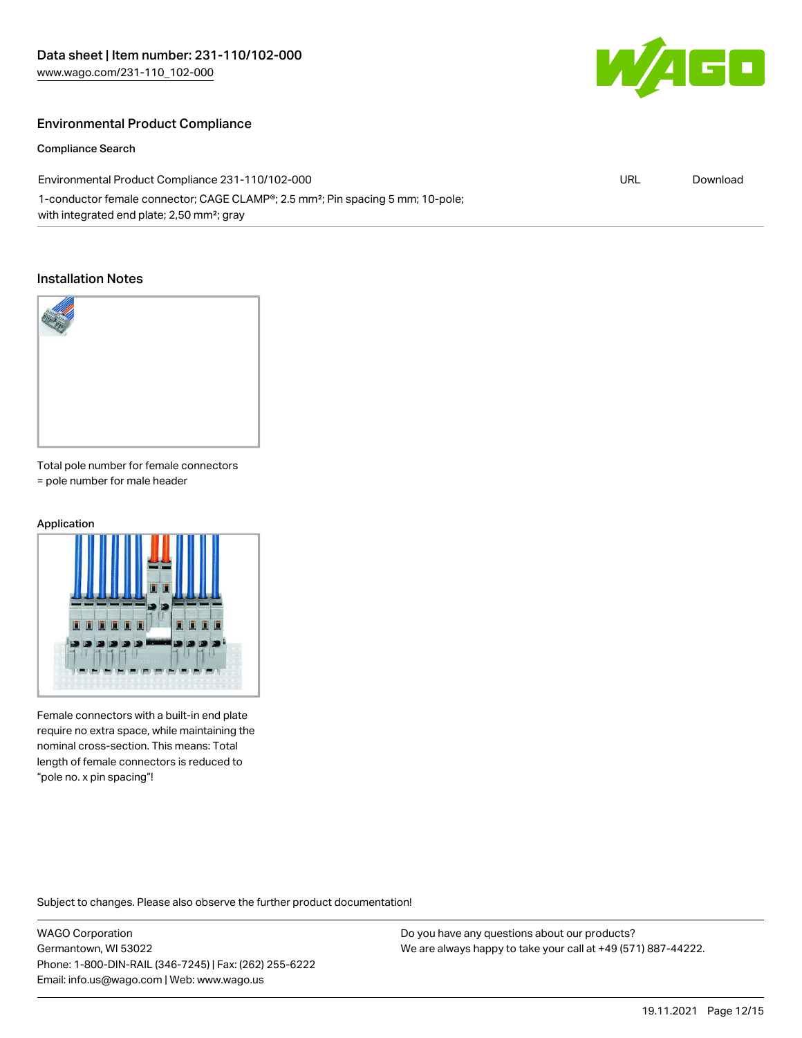## Environmental Product Compliance

### Compliance Search

| | | |
|---|---|---|
| Environmental Product Compliance 231-110/102-000<br>1-conductor female connector; CAGE CLAMP®; 2.5 mm²; Pin spacing 5 mm; 10-pole; with integrated end plate; 2,50 mm²; gray | URL | Download |

## Installation Notes

Total pole number for female connectors = pole number for male header

### Application

Female connectors with a built-in end plate require no extra space, while maintaining the nominal cross-section. This means: Total length of female connectors is reduced to "pole no. x pin spacing"!

Subject to changes. Please also observe the further product documentation!

WAGO Corporation
Germantown, WI 53022
Phone: 1-800-DIN-RAIL (346-7245) | Fax: (262) 255-6222
Email: info.us@wago.com | Web: www.wago.us

Do you have any questions about our products?
We are always happy to take your call at +49 (571) 887-44222.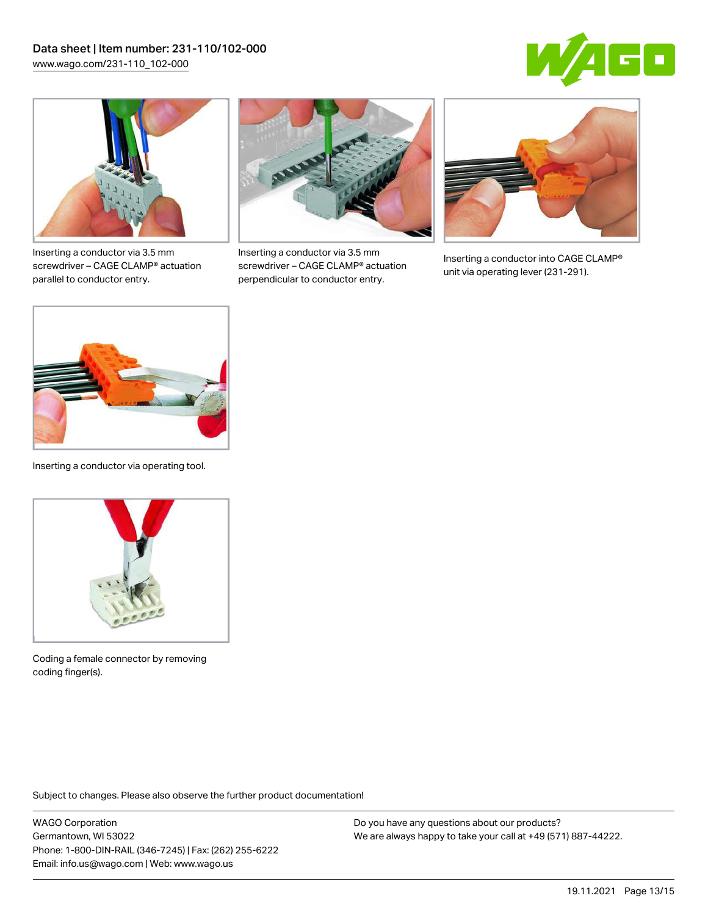Inserting a conductor via 3.5 mm screwdriver – CAGE CLAMP® actuation parallel to conductor entry.

Inserting a conductor via 3.5 mm screwdriver – CAGE CLAMP® actuation perpendicular to conductor entry.

Inserting a conductor into CAGE CLAMP® unit via operating lever (231-291).

Inserting a conductor via operating tool.

Coding a female connector by removing coding finger(s).

Subject to changes. Please also observe the further product documentation!

WAGO Corporation
Germantown, WI 53022
Phone: 1-800-DIN-RAIL (346-7245) | Fax: (262) 255-6222
Email: info.us@wago.com | Web: www.wago.us

Do you have any questions about our products?
We are always happy to take your call at +49 (571) 887-44222.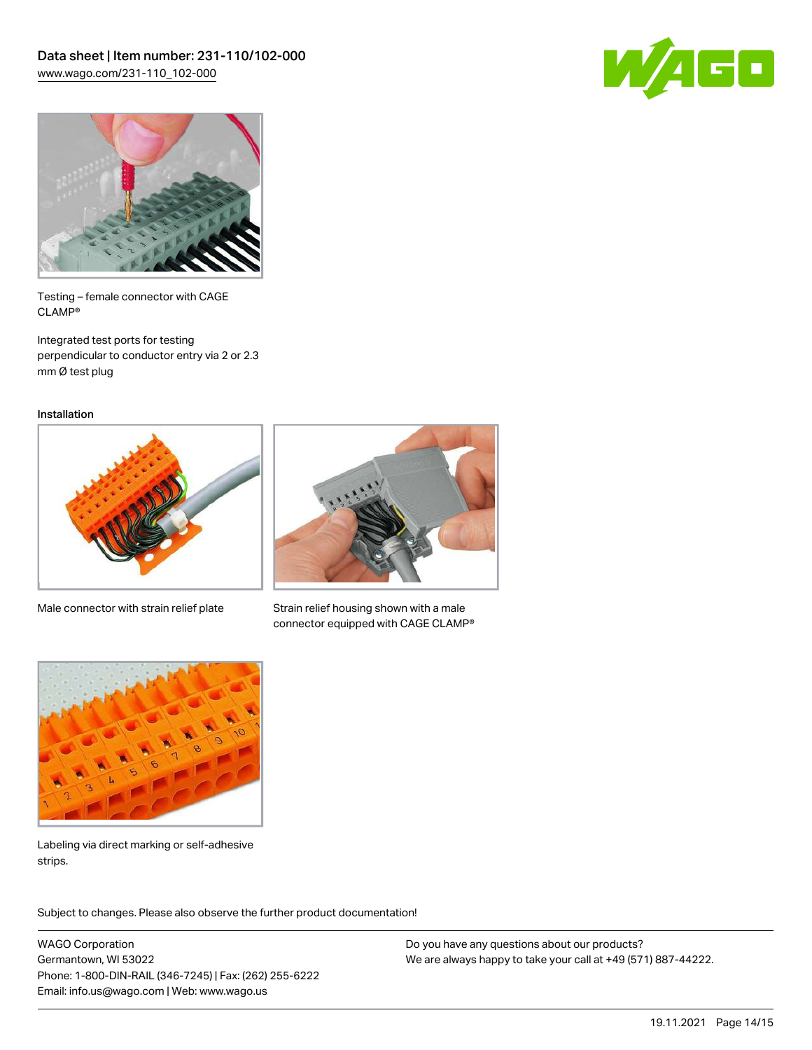Testing – female connector with CAGE CLAMP®

Integrated test ports for testing perpendicular to conductor entry via 2 or 2.3 mm Ø test plug

Installation

Male connector with strain relief plate

Strain relief housing shown with a male connector equipped with CAGE CLAMP®

Labeling via direct marking or self-adhesive strips.

Subject to changes. Please also observe the further product documentation!

WAGO Corporation
Germantown, WI 53022
Phone: 1-800-DIN-RAIL (346-7245) | Fax: (262) 255-6222
Email: info.us@wago.com | Web: www.wago.us

Do you have any questions about our products?
We are always happy to take your call at +49 (571) 887-44222.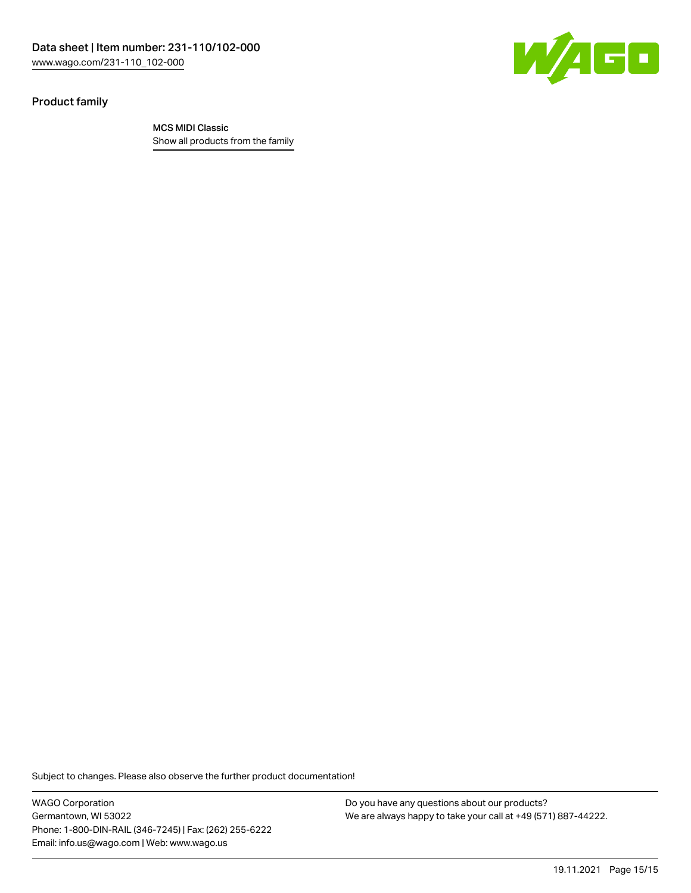## Product family

**MCS MIDI Classic**
Show all products from the family

Subject to changes. Please also observe the further product documentation!

WAGO Corporation
Germantown, WI 53022
Phone: 1-800-DIN-RAIL (346-7245) | Fax: (262) 255-6222
Email: info.us@wago.com | Web: www.wago.us

Do you have any questions about our products?
We are always happy to take your call at +49 (571) 887-44222.